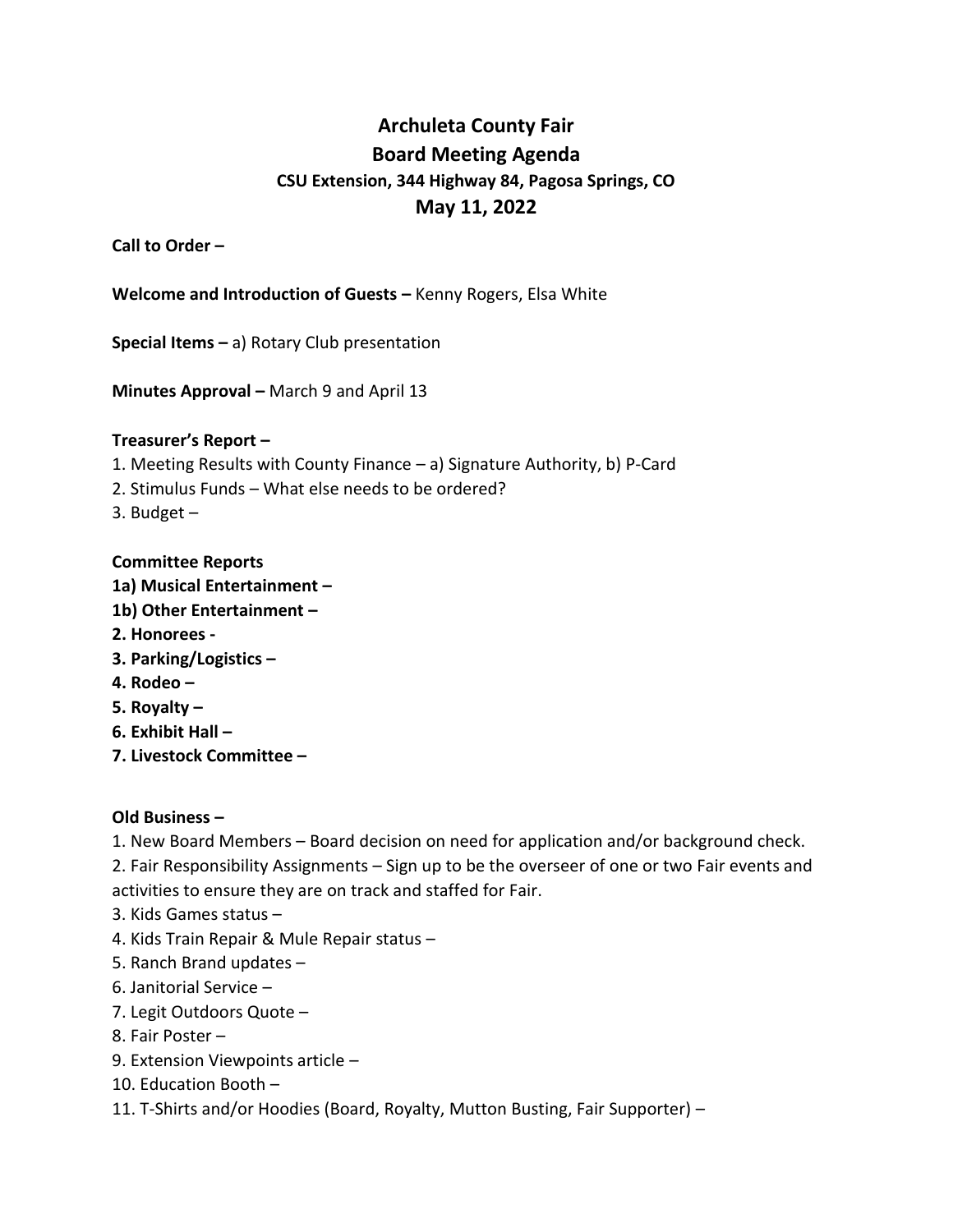# Archuleta County Fair

## Board Meeting Agenda

### CSU Extension, 344 Highway 84, Pagosa Springs, CO

## May 11, 2022

**Call to Order –**

**Welcome and Introduction of Guests –** Kenny Rogers, Elsa White

**Special Items –** a) Rotary Club presentation

**Minutes Approval –** March 9 and April 13

**Treasurer's Report –**

1. Meeting Results with County Finance – a) Signature Authority, b) P-Card
2. Stimulus Funds – What else needs to be ordered?
3. Budget –

**Committee Reports**

**1a) Musical Entertainment –**

**1b) Other Entertainment –**

**2. Honorees -**

**3. Parking/Logistics –**

**4. Rodeo –**

**5. Royalty –**

**6. Exhibit Hall –**

**7. Livestock Committee –**

**Old Business –**

1. New Board Members – Board decision on need for application and/or background check.
2. Fair Responsibility Assignments – Sign up to be the overseer of one or two Fair events and activities to ensure they are on track and staffed for Fair.
3. Kids Games status –
4. Kids Train Repair & Mule Repair status –
5. Ranch Brand updates –
6. Janitorial Service –
7. Legit Outdoors Quote –
8. Fair Poster –
9. Extension Viewpoints article –
10. Education Booth –
11. T-Shirts and/or Hoodies (Board, Royalty, Mutton Busting, Fair Supporter) –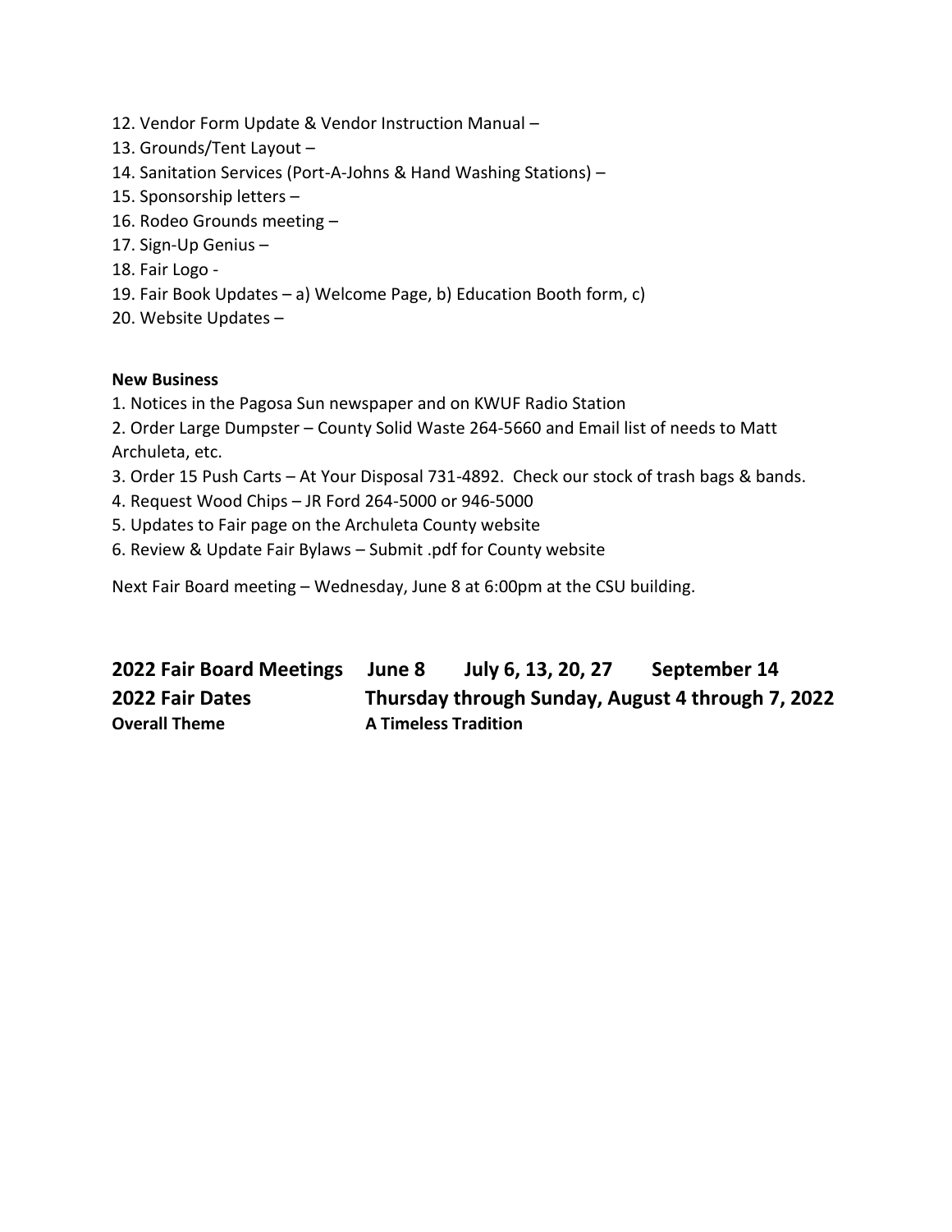12. Vendor Form Update & Vendor Instruction Manual –
13. Grounds/Tent Layout –
14. Sanitation Services (Port-A-Johns & Hand Washing Stations) –
15. Sponsorship letters –
16. Rodeo Grounds meeting –
17. Sign-Up Genius –
18. Fair Logo -
19. Fair Book Updates – a) Welcome Page, b) Education Booth form, c)
20. Website Updates –

**New Business**

1. Notices in the Pagosa Sun newspaper and on KWUF Radio Station
2. Order Large Dumpster – County Solid Waste 264-5660 and Email list of needs to Matt Archuleta, etc.
3. Order 15 Push Carts – At Your Disposal 731-4892. Check our stock of trash bags & bands.
4. Request Wood Chips – JR Ford 264-5000 or 946-5000
5. Updates to Fair page on the Archuleta County website
6. Review & Update Fair Bylaws – Submit .pdf for County website

Next Fair Board meeting – Wednesday, June 8 at 6:00pm at the CSU building.

**2022 Fair Board Meetings** **June 8** **July 6, 13, 20, 27** **September 14**

**2022 Fair Dates** **Thursday through Sunday, August 4 through 7, 2022**

**Overall Theme** **A Timeless Tradition**